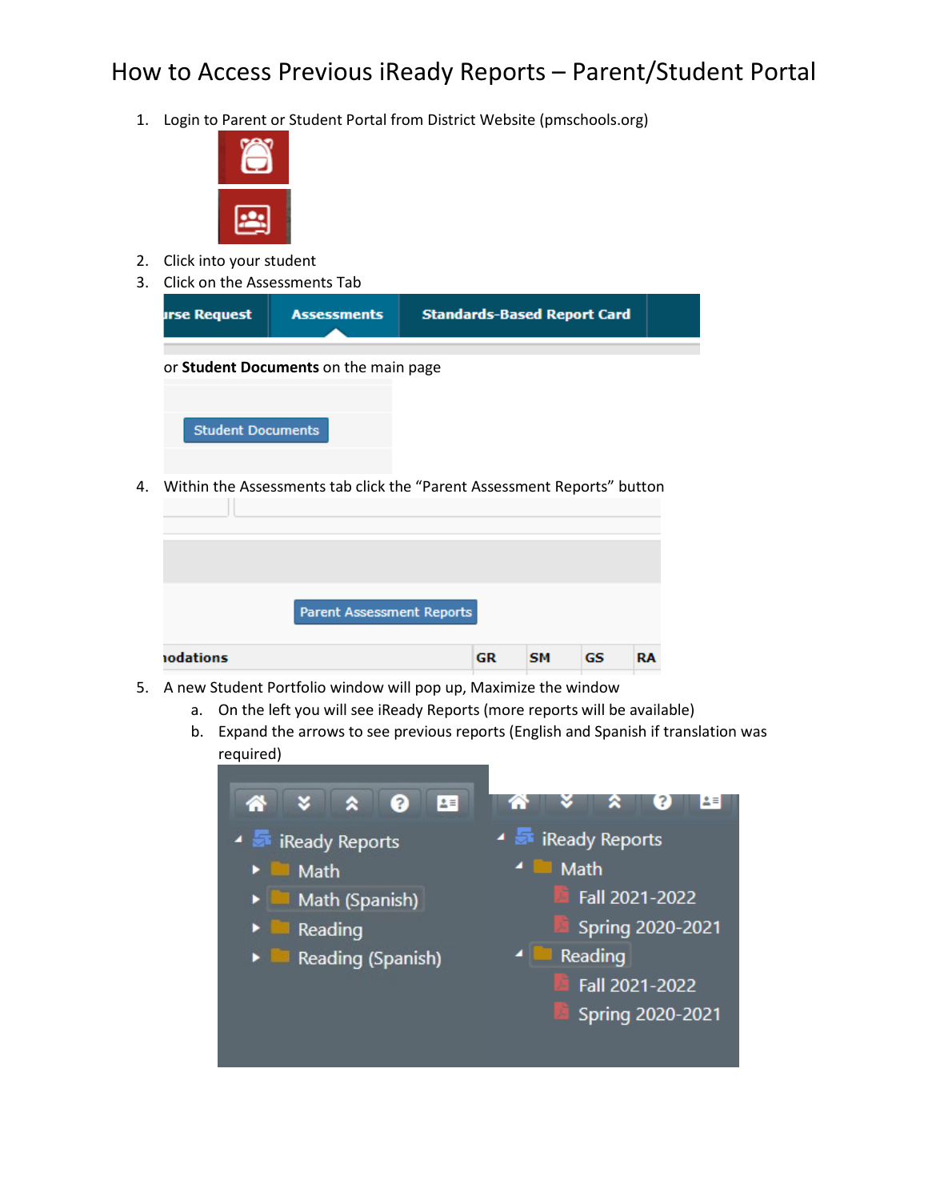# How to Access Previous iReady Reports – Parent/Student Portal

1. Login to Parent or Student Portal from District Website (pmschools.org)
2. Click into your student
3. Click on the Assessments Tab

   or **Student Documents** on the main page

4. Within the Assessments tab click the "Parent Assessment Reports" button
5. A new Student Portfolio window will pop up, Maximize the window
   a. On the left you will see iReady Reports (more reports will be available)
   b. Expand the arrows to see previous reports (English and Spanish if translation was required)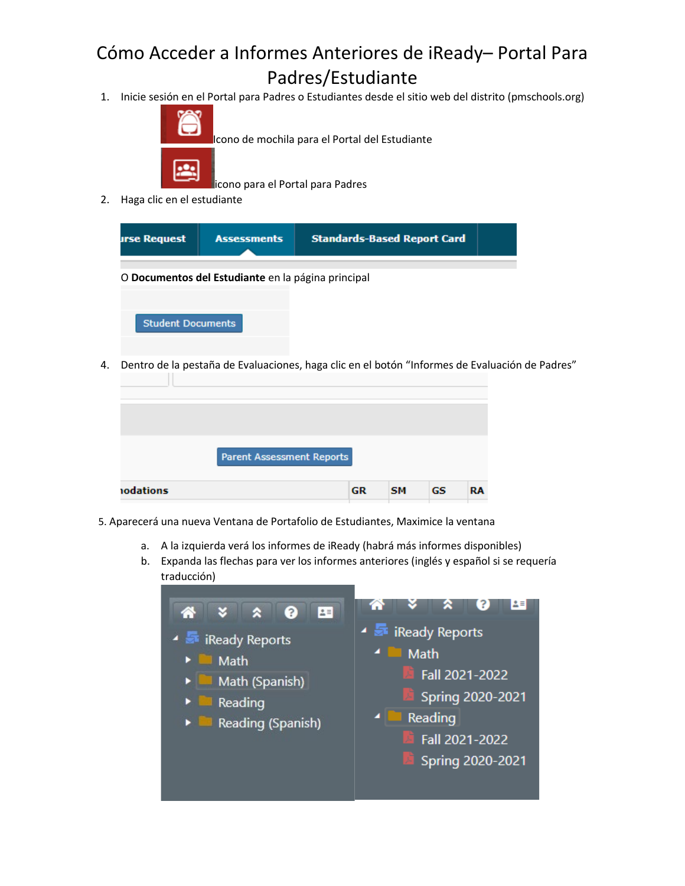# Cómo Acceder a Informes Anteriores de iReady– Portal Para Padres/Estudiante

1. Inicie sesión en el Portal para Padres o Estudiantes desde el sitio web del distrito (pmschools.org)

   Icono de mochila para el Portal del Estudiante

   icono para el Portal para Padres

2. Haga clic en el estudiante

   urse Request | Assessments | Standards-Based Report Card

   O **Documentos del Estudiante** en la página principal

   Student Documents

4. Dentro de la pestaña de Evaluaciones, haga clic en el botón "Informes de Evaluación de Padres"

   Parent Assessment Reports

   odations GR SM GS RA

5. Aparecerá una nueva Ventana de Portafolio de Estudiantes, Maximice la ventana

   a. A la izquierda verá los informes de iReady (habrá más informes disponibles)

   b. Expanda las flechas para ver los informes anteriores (inglés y español si se requería traducción)

iReady Reports
Math
Math (Spanish)
Reading
Reading (Spanish)

iReady Reports
Math
Fall 2021-2022
Spring 2020-2021
Reading
Fall 2021-2022
Spring 2020-2021